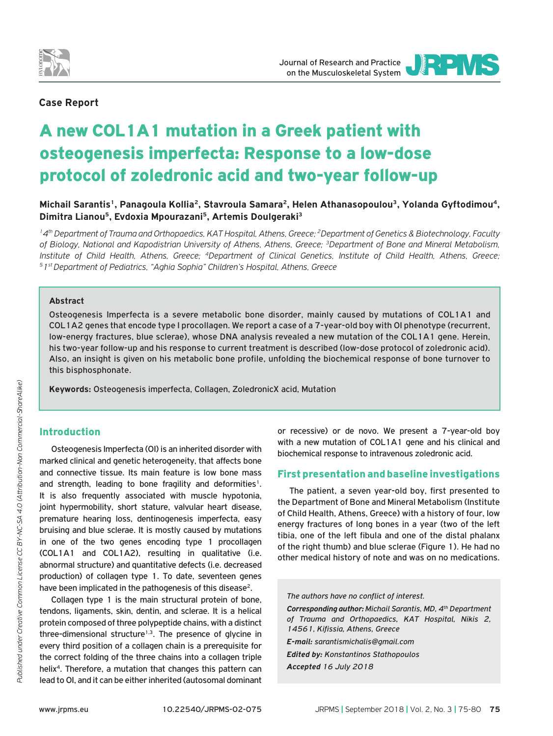Case Report

# A new COL1A1 mutation in a Greek patient with osteogenesis imperfecta: Response to a low-dose protocol of zoledronic acid and two-year follow-up

**Michail Sarantis[1], Panagoula Kollia[2], Stavroula Samara[2], Helen Athanasopoulou[3], Yolanda Gyftodimou[4], Dimitra Lianou[5], Evdoxia Mpourazani[5], Artemis Doulgeraki[3]**

*[1] 4th Department of Trauma and Orthopaedics, KAT Hospital, Athens, Greece; [2] Department of Genetics & Biotechnology, Faculty of Biology, National and Kapodistrian University of Athens, Athens, Greece; [3] Department of Bone and Mineral Metabolism, Institute of Child Health, Athens, Greece; [4] Department of Clinical Genetics, Institute of Child Health, Athens, Greece; [5] 1st Department of Pediatrics, "Aghia Sophia" Children's Hospital, Athens, Greece*

### Abstract

Osteogenesis Imperfecta is a severe metabolic bone disorder, mainly caused by mutations of COL1A1 and COL1A2 genes that encode type I procollagen. We report a case of a 7-year-old boy with OI phenotype (recurrent, low-energy fractures, blue sclerae), whose DNA analysis revealed a new mutation of the COL1A1 gene. Herein, his two-year follow-up and his response to current treatment is described (low-dose protocol of zoledronic acid). Also, an insight is given on his metabolic bone profile, unfolding the biochemical response of bone turnover to this bisphosphonate.

**Keywords:** Osteogenesis imperfecta, Collagen, ZoledronicX acid, Mutation

## Introduction

Osteogenesis Imperfecta (OI) is an inherited disorder with marked clinical and genetic heterogeneity, that affects bone and connective tissue. Its main feature is low bone mass and strength, leading to bone fragility and deformities[1]. It is also frequently associated with muscle hypotonia, joint hypermobility, short stature, valvular heart disease, premature hearing loss, dentinogenesis imperfecta, easy bruising and blue sclerae. It is mostly caused by mutations in one of the two genes encoding type 1 procollagen (COL1A1 and COL1A2), resulting in qualitative (i.e. abnormal structure) and quantitative defects (i.e. decreased production) of collagen type 1. To date, seventeen genes have been implicated in the pathogenesis of this disease[2].

Collagen type 1 is the main structural protein of bone, tendons, ligaments, skin, dentin, and sclerae. It is a helical protein composed of three polypeptide chains, with a distinct three-dimensional structure[1,3]. The presence of glycine in every third position of a collagen chain is a prerequisite for the correct folding of the three chains into a collagen triple helix[4]. Therefore, a mutation that changes this pattern can lead to OI, and it can be either inherited (autosomal dominant or recessive) or de novo. We present a 7-year-old boy with a new mutation of COL1A1 gene and his clinical and biochemical response to intravenous zoledronic acid.

## First presentation and baseline investigations

The patient, a seven year-old boy, first presented to the Department of Bone and Mineral Metabolism (Institute of Child Health, Athens, Greece) with a history of four, low energy fractures of long bones in a year (two of the left tibia, one of the left fibula and one of the distal phalanx of the right thumb) and blue sclerae (Figure 1). He had no other medical history of note and was on no medications.

*The authors have no conflict of interest.*

***Corresponding author:*** *Michail Sarantis, MD, 4th Department of Trauma and Orthopaedics, KAT Hospital, Nikis 2, 14561, Kifissia, Athens, Greece*

***E-mail:*** *sarantismichalis@gmail.com*

***Edited by:*** *Konstantinos Stathopoulos*

***Accepted*** *16 July 2018*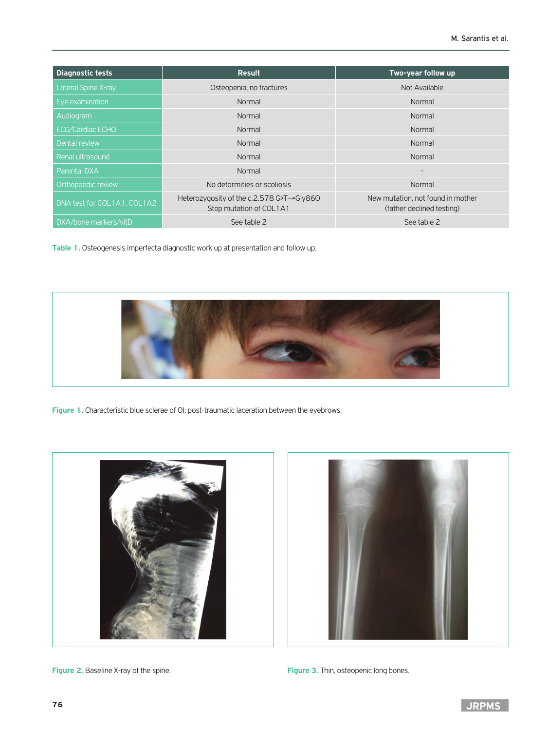| Diagnostic tests | Result | Two-year follow up |
|---|---|---|
| Lateral Spine X-ray | Osteopenia; no fractures | Not Available |
| Eye examination | Normal | Normal |
| Audiogram | Normal | Normal |
| ECG/Cardiac ECHO | Normal | Normal |
| Dental review | Normal | Normal |
| Renal ultrasound | Normal | Normal |
| Parental DXA | Normal | - |
| Orthopaedic review | No deformities or scoliosis | Normal |
| DNA test for COL1A1, COL1A2 | Heterozygosity of the c.2.578 G>T→Gly860 Stop mutation of COL1A1 | New mutation, not found in mother (father declined testing) |
| DXA/bone markers/vitD | See table 2 | See table 2 |

**Table 1.** Osteogenesis imperfecta diagnostic work up at presentation and follow up.

**Figure 1.** Characteristic blue sclerae of OI; post-traumatic laceration between the eyebrows.

**Figure 2.** Baseline X-ray of the spine.

**Figure 3.** Thin, osteopenic long bones.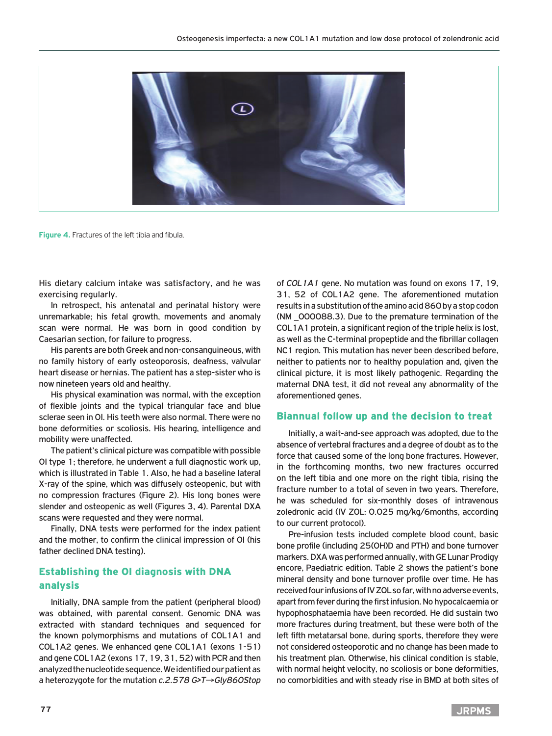Figure 4. Fractures of the left tibia and fibula.

His dietary calcium intake was satisfactory, and he was exercising regularly.

In retrospect, his antenatal and perinatal history were unremarkable; his fetal growth, movements and anomaly scan were normal. He was born in good condition by Caesarian section, for failure to progress.

His parents are both Greek and non-consanguineous, with no family history of early osteoporosis, deafness, valvular heart disease or hernias. The patient has a step-sister who is now nineteen years old and healthy.

His physical examination was normal, with the exception of flexible joints and the typical triangular face and blue sclerae seen in OI. His teeth were also normal. There were no bone deformities or scoliosis. His hearing, intelligence and mobility were unaffected.

The patient's clinical picture was compatible with possible OI type 1; therefore, he underwent a full diagnostic work up, which is illustrated in Table 1. Also, he had a baseline lateral X-ray of the spine, which was diffusely osteopenic, but with no compression fractures (Figure 2). His long bones were slender and osteopenic as well (Figures 3, 4). Parental DXA scans were requested and they were normal.

Finally, DNA tests were performed for the index patient and the mother, to confirm the clinical impression of OI (his father declined DNA testing).

## Establishing the OI diagnosis with DNA analysis

Initially, DNA sample from the patient (peripheral blood) was obtained, with parental consent. Genomic DNA was extracted with standard techniques and sequenced for the known polymorphisms and mutations of COL1A1 and COL1A2 genes. We enhanced gene COL1A1 (exons 1-51) and gene COL1A2 (exons 17, 19, 31, 52) with PCR and then analyzed the nucleotide sequence. We identified our patient as a heterozygote for the mutation *c.2.578 G>T→Gly860Stop* of *COL1A1* gene. No mutation was found on exons 17, 19, 31, 52 of COL1A2 gene. The aforementioned mutation results in a substitution of the amino acid 860 by a stop codon (NM _000088.3). Due to the premature termination of the COL1A1 protein, a significant region of the triple helix is lost, as well as the C-terminal propeptide and the fibrillar collagen NC1 region. This mutation has never been described before, neither to patients nor to healthy population and, given the clinical picture, it is most likely pathogenic. Regarding the maternal DNA test, it did not reveal any abnormality of the aforementioned genes.

## Biannual follow up and the decision to treat

Initially, a wait-and-see approach was adopted, due to the absence of vertebral fractures and a degree of doubt as to the force that caused some of the long bone fractures. However, in the forthcoming months, two new fractures occurred on the left tibia and one more on the right tibia, rising the fracture number to a total of seven in two years. Therefore, he was scheduled for six-monthly doses of intravenous zoledronic acid (IV ZOL: 0.025 mg/kg/6months, according to our current protocol).

Pre-infusion tests included complete blood count, basic bone profile (including 25(OH)D and PTH) and bone turnover markers. DXA was performed annually, with GE Lunar Prodigy encore, Paediatric edition. Table 2 shows the patient's bone mineral density and bone turnover profile over time. He has received four infusions of IV ZOL so far, with no adverse events, apart from fever during the first infusion. No hypocalcaemia or hypophosphataemia have been recorded. He did sustain two more fractures during treatment, but these were both of the left fifth metatarsal bone, during sports, therefore they were not considered osteoporotic and no change has been made to his treatment plan. Otherwise, his clinical condition is stable, with normal height velocity, no scoliosis or bone deformities, no comorbidities and with steady rise in BMD at both sites of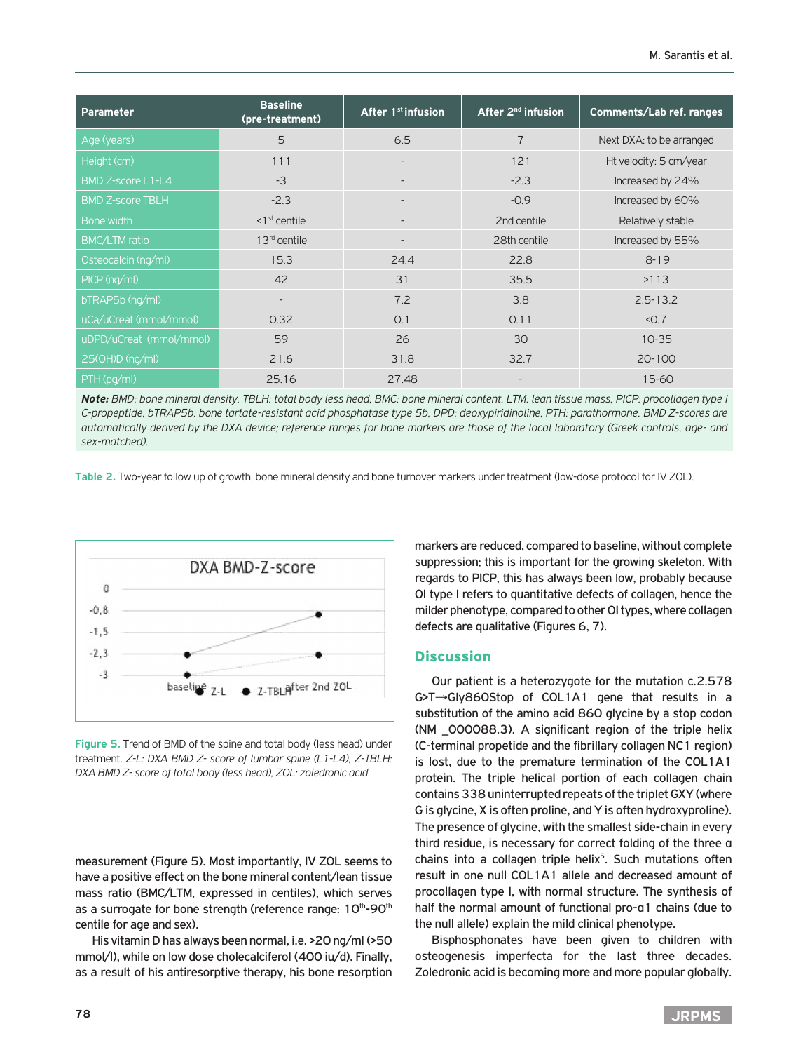| Parameter | Baseline (pre-treatment) | After 1st infusion | After 2nd infusion | Comments/Lab ref. ranges |
|---|---|---|---|---|
| Age (years) | 5 | 6.5 | 7 | Next DXA: to be arranged |
| Height (cm) | 111 | - | 121 | Ht velocity: 5 cm/year |
| BMD Z-score L1-L4 | -3 | - | -2.3 | Increased by 24% |
| BMD Z-score TBLH | -2.3 | - | -0.9 | Increased by 60% |
| Bone width | <1st centile | - | 2nd centile | Relatively stable |
| BMC/LTM ratio | 13rd centile | - | 28th centile | Increased by 55% |
| Osteocalcin (ng/ml) | 15.3 | 24.4 | 22.8 | 8-19 |
| PICP (ng/ml) | 42 | 31 | 35.5 | >113 |
| bTRAP5b (ng/ml) | - | 7.2 | 3.8 | 2.5-13.2 |
| uCa/uCreat (mmol/mmol) | 0.32 | 0.1 | 0.11 | <0.7 |
| uDPD/uCreat (mmol/mmol) | 59 | 26 | 30 | 10-35 |
| 25(OH)D (ng/ml) | 21.6 | 31.8 | 32.7 | 20-100 |
| PTH (pg/ml) | 25.16 | 27.48 | - | 15-60 |

***Note:*** *BMD: bone mineral density, TBLH: total body less head, BMC: bone mineral content, LTM: lean tissue mass, PICP: procollagen type I C-propeptide, bTRAP5b: bone tartate-resistant acid phosphatase type 5b, DPD: deoxypiridinoline, PTH: parathormone. BMD Z-scores are automatically derived by the DXA device; reference ranges for bone markers are those of the local laboratory (Greek controls, age- and sex-matched).*

**Table 2.** Two-year follow up of growth, bone mineral density and bone turnover markers under treatment (low-dose protocol for IV ZOL).

**Figure 5.** Trend of BMD of the spine and total body (less head) under treatment. *Z-L: DXA BMD Z- score of lumbar spine (L1-L4), Z-TBLH: DXA BMD Z- score of total body (less head), ZOL: zoledronic acid.*

measurement (Figure 5). Most importantly, IV ZOL seems to have a positive effect on the bone mineral content/lean tissue mass ratio (BMC/LTM, expressed in centiles), which serves as a surrogate for bone strength (reference range: 10th-90th centile for age and sex).

His vitamin D has always been normal, i.e. >20 ng/ml (>50 mmol/l), while on low dose cholecalciferol (400 iu/d). Finally, as a result of his antiresorptive therapy, his bone resorption markers are reduced, compared to baseline, without complete suppression; this is important for the growing skeleton. With regards to PICP, this has always been low, probably because OI type I refers to quantitative defects of collagen, hence the milder phenotype, compared to other OI types, where collagen defects are qualitative (Figures 6, 7).

## Discussion

Our patient is a heterozygote for the mutation c.2.578 G>T→Gly860Stop of COL1A1 gene that results in a substitution of the amino acid 860 glycine by a stop codon (NM _000088.3). A significant region of the triple helix (C-terminal propetide and the fibrillary collagen NC1 region) is lost, due to the premature termination of the COL1A1 protein. The triple helical portion of each collagen chain contains 338 uninterrupted repeats of the triplet GXY (where G is glycine, X is often proline, and Y is often hydroxyproline). The presence of glycine, with the smallest side-chain in every third residue, is necessary for correct folding of the three α chains into a collagen triple helix[5]. Such mutations often result in one null COL1A1 allele and decreased amount of procollagen type I, with normal structure. The synthesis of half the normal amount of functional pro-α1 chains (due to the null allele) explain the mild clinical phenotype.

Bisphosphonates have been given to children with osteogenesis imperfecta for the last three decades. Zoledronic acid is becoming more and more popular globally.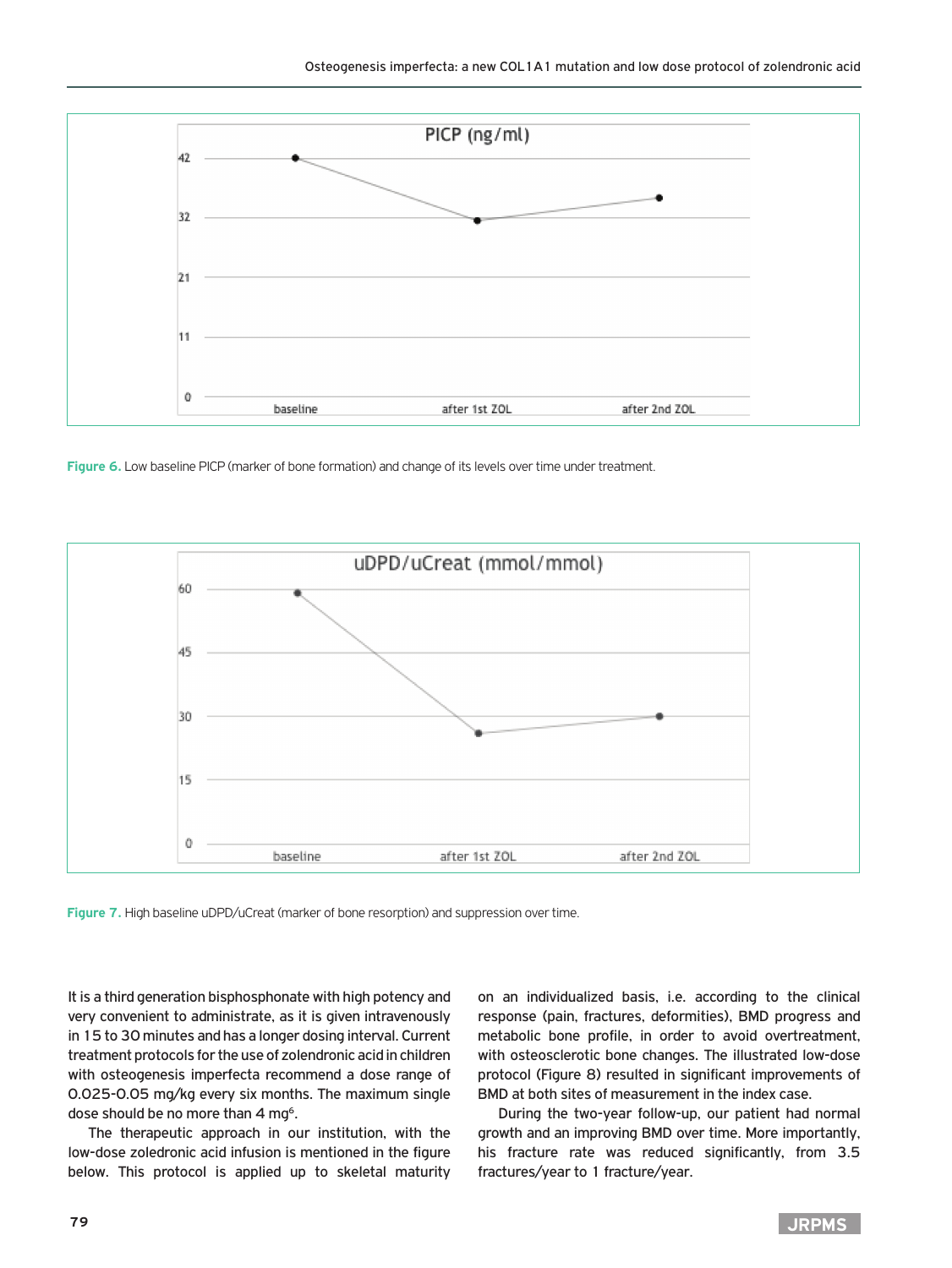Figure 6. Low baseline PICP (marker of bone formation) and change of its levels over time under treatment.

Figure 7. High baseline uDPD/uCreat (marker of bone resorption) and suppression over time.

It is a third generation bisphosphonate with high potency and very convenient to administrate, as it is given intravenously in 15 to 30 minutes and has a longer dosing interval. Current treatment protocols for the use of zolendronic acid in children with osteogenesis imperfecta recommend a dose range of 0.025-0.05 mg/kg every six months. The maximum single dose should be no more than 4 mg[6].

The therapeutic approach in our institution, with the low-dose zoledronic acid infusion is mentioned in the figure below. This protocol is applied up to skeletal maturity on an individualized basis, i.e. according to the clinical response (pain, fractures, deformities), BMD progress and metabolic bone profile, in order to avoid overtreatment, with osteosclerotic bone changes. The illustrated low-dose protocol (Figure 8) resulted in significant improvements of BMD at both sites of measurement in the index case.

During the two-year follow-up, our patient had normal growth and an improving BMD over time. More importantly, his fracture rate was reduced significantly, from 3.5 fractures/year to 1 fracture/year.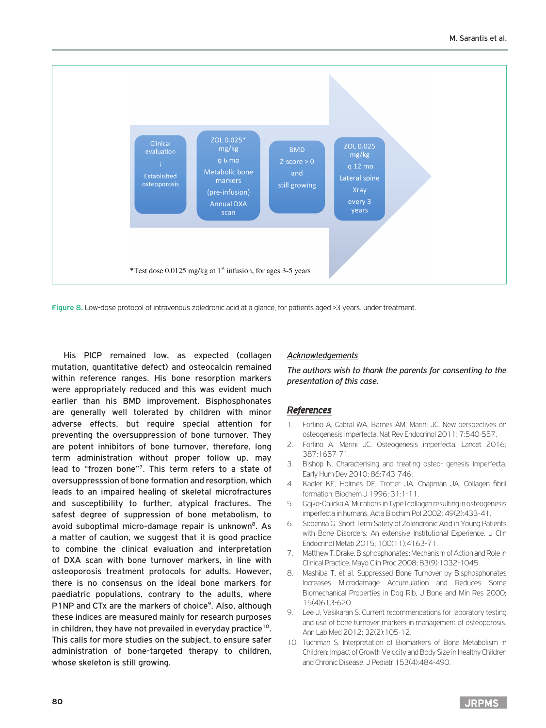Clinical evaluation
↓
Established osteoporosis

ZOL 0.025* mg/kg
q 6 mo
Metabolic bone markers
(pre-infusion)
Annual DXA scan

BMD
Z-score > 0
and
still growing

ZOL 0.025 mg/kg
q 12 mo
Lateral spine Xray
every 3 years

*Test dose 0.0125 mg/kg at 1st infusion, for ages 3-5 years

**Figure 8.** Low-dose protocol of intravenous zoledronic acid at a glance, for patients aged >3 years. under treatment.

His PICP remained low, as expected (collagen mutation, quantitative defect) and osteocalcin remained within reference ranges. His bone resorption markers were appropriately reduced and this was evident much earlier than his BMD improvement. Bisphosphonates are generally well tolerated by children with minor adverse effects, but require special attention for preventing the oversuppression of bone turnover. They are potent inhibitors of bone turnover, therefore, long term administration without proper follow up, may lead to "frozen bone"[7]. This term refers to a state of oversuppresssion of bone formation and resorption, which leads to an impaired healing of skeletal microfractures and susceptibility to further, atypical fractures. The safest degree of suppression of bone metabolism, to avoid suboptimal micro-damage repair is unknown[8]. As a matter of caution, we suggest that it is good practice to combine the clinical evaluation and interpretation of DXA scan with bone turnover markers, in line with osteoporosis treatment protocols for adults. However, there is no consensus on the ideal bone markers for paediatric populations, contrary to the adults, where P1NP and CTx are the markers of choice[9]. Also, although these indices are measured mainly for research purposes in children, they have not prevailed in everyday practice[10]. This calls for more studies on the subject, to ensure safer administration of bone-targeted therapy to children, whose skeleton is still growing.

## Acknowledgements

*The authors wish to thank the parents for consenting to the presentation of this case.*

## References

1. Forlino A, Cabral WA, Barnes AM, Marini JC. New perspectives on osteogenesis imperfecta. Nat Rev Endocrinol 2011; 7:540-557.
2. Forlino A, Marini JC. Osteogenesis imperfecta. Lancet 2016; 387:1657-71.
3. Bishop N. Characterising and treating osteo- genesis imperfecta. Early Hum Dev 2010; 86:743-746.
4. Kadler KE, Holmes DF, Trotter JA, Chapman JA. Collagen fibril formation. Biochem J 1996; 31:1-11.
5. Gajko-Galicka A. Mutations in Type I collagen resulting in osteogenesis imperfecta in humans. Acta Biochim Pol 2002; 49(2):433-41.
6. Sobenna G. Short Term Safety of Zolendronic Acid in Young Patients with Bone Disorders: An extensive Institutional Experience. J Clin Endocrinol Metab 2015; 100(11):4163-71.
7. Matthew T. Drake, Bisphosphonates: Mechanism of Action and Role in Clinical Practice, Mayo Clin Proc 2008; 83(9):1032-1045.
8. Mashiba T, et al. Suppressed Bone Turnover by Bisphosphonates Increases Microdamage Accumulation and Reduces Some Biomechanical Properties in Dog Rib, J Bone and Min Res 2000; 15(4)613-620.
9. Lee J, Vasikaran S. Current recommendations for laboratory testing and use of bone turnover markers in management of osteoporosis. Ann Lab Med 2012; 32(2):105-12.
10. Tuchman S. Interpretation of Biomarkers of Bone Metabolism in Children: Impact of Growth Velocity and Body Size in Healthy Children and Chronic Disease. J Pediatr 153(4):484-490.